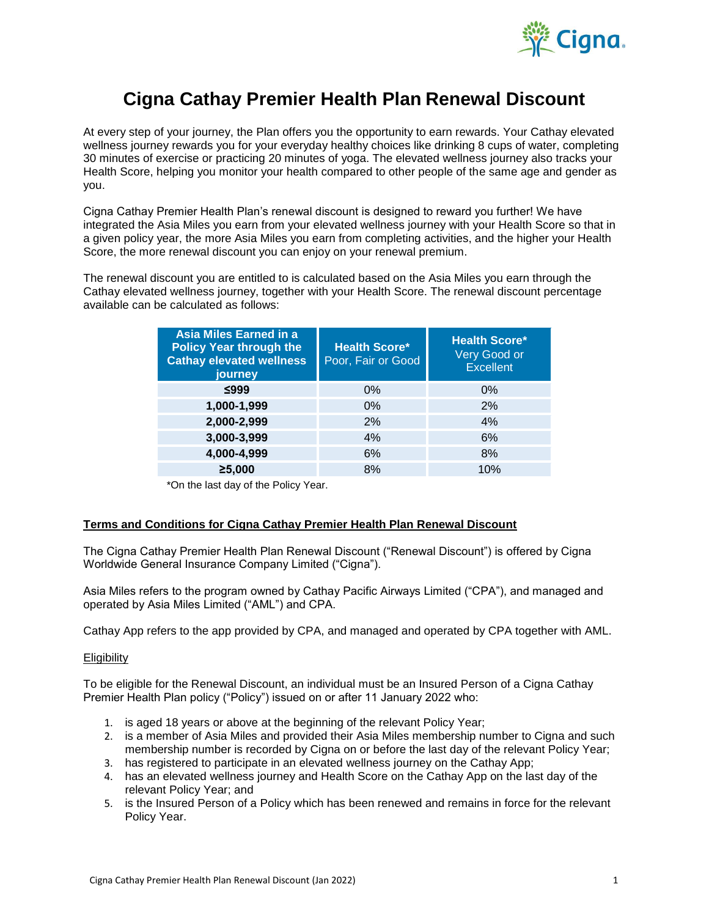# Cigna Cathay Premier Health Plan Renewal Discount

At every step of your journey, the Plan offers you the opportunity to earn rewards. Your Cathay elevated wellness journey rewards you for your everyday healthy choices like drinking 8 cups of water, completing 30 minutes of exercise or practicing 20 minutes of yoga. The elevated wellness journey also tracks your Health Score, helping you monitor your health compared to other people of the same age and gender as you.

Cigna Cathay Premier Health Plan's renewal discount is designed to reward you further! We have integrated the Asia Miles you earn from your elevated wellness journey with your Health Score so that in a given policy year, the more Asia Miles you earn from completing activities, and the higher your Health Score, the more renewal discount you can enjoy on your renewal premium.

The renewal discount you are entitled to is calculated based on the Asia Miles you earn through the Cathay elevated wellness journey, together with your Health Score. The renewal discount percentage available can be calculated as follows:

| Asia Miles Earned in a Policy Year through the Cathay elevated wellness journey | Health Score* Poor, Fair or Good | Health Score* Very Good or Excellent |
|---|---|---|
| ≤999 | 0% | 0% |
| 1,000-1,999 | 0% | 2% |
| 2,000-2,999 | 2% | 4% |
| 3,000-3,999 | 4% | 6% |
| 4,000-4,999 | 6% | 8% |
| ≥5,000 | 8% | 10% |

*On the last day of the Policy Year.

**Terms and Conditions for Cigna Cathay Premier Health Plan Renewal Discount**

The Cigna Cathay Premier Health Plan Renewal Discount ("Renewal Discount") is offered by Cigna Worldwide General Insurance Company Limited ("Cigna").

Asia Miles refers to the program owned by Cathay Pacific Airways Limited ("CPA"), and managed and operated by Asia Miles Limited ("AML") and CPA.

Cathay App refers to the app provided by CPA, and managed and operated by CPA together with AML.

Eligibility

To be eligible for the Renewal Discount, an individual must be an Insured Person of a Cigna Cathay Premier Health Plan policy ("Policy") issued on or after 11 January 2022 who:

1. is aged 18 years or above at the beginning of the relevant Policy Year;
2. is a member of Asia Miles and provided their Asia Miles membership number to Cigna and such membership number is recorded by Cigna on or before the last day of the relevant Policy Year;
3. has registered to participate in an elevated wellness journey on the Cathay App;
4. has an elevated wellness journey and Health Score on the Cathay App on the last day of the relevant Policy Year; and
5. is the Insured Person of a Policy which has been renewed and remains in force for the relevant Policy Year.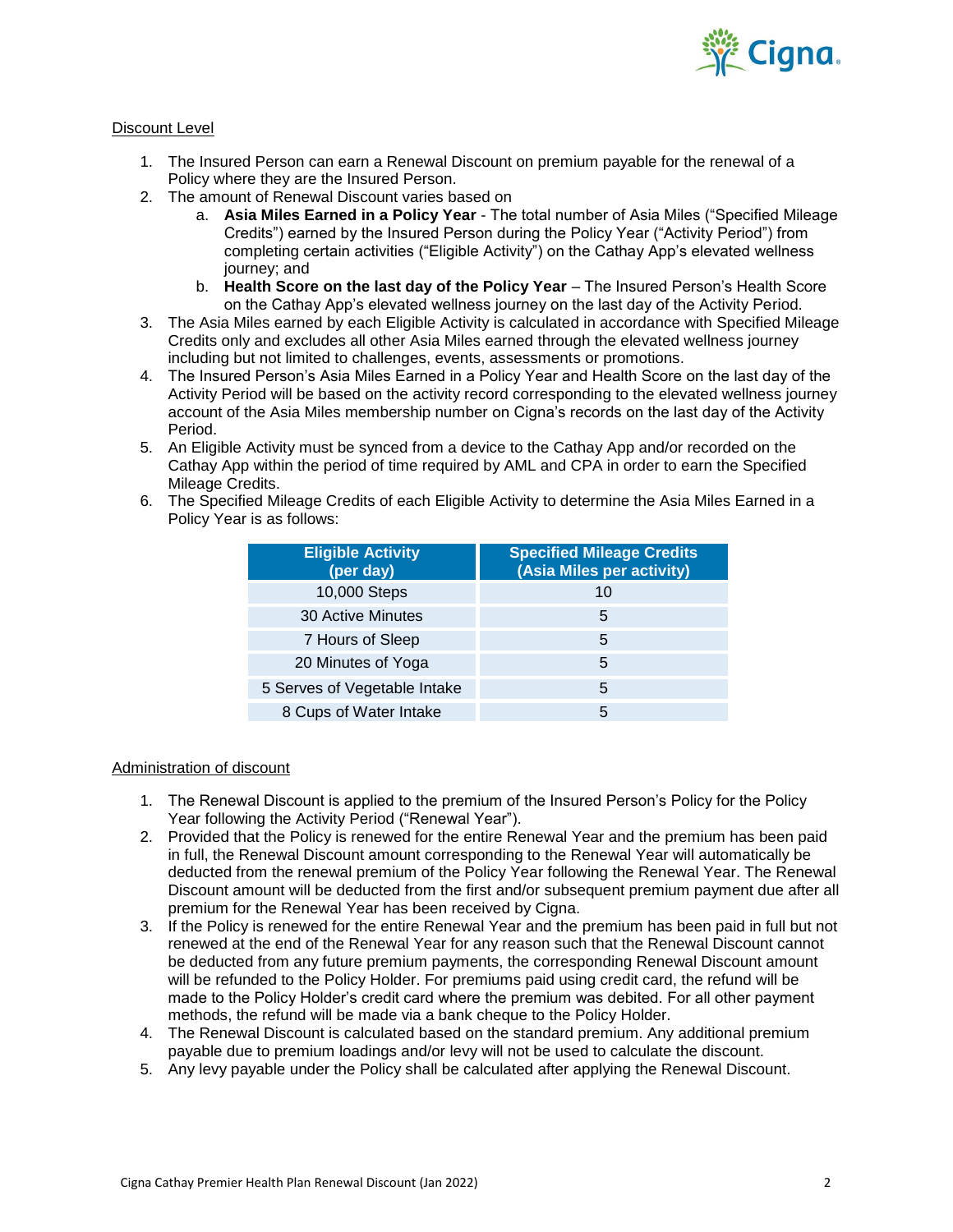## Discount Level

1. The Insured Person can earn a Renewal Discount on premium payable for the renewal of a Policy where they are the Insured Person.
2. The amount of Renewal Discount varies based on
   a. **Asia Miles Earned in a Policy Year** - The total number of Asia Miles ("Specified Mileage Credits") earned by the Insured Person during the Policy Year ("Activity Period") from completing certain activities ("Eligible Activity") on the Cathay App's elevated wellness journey; and
   b. **Health Score on the last day of the Policy Year** – The Insured Person's Health Score on the Cathay App's elevated wellness journey on the last day of the Activity Period.
3. The Asia Miles earned by each Eligible Activity is calculated in accordance with Specified Mileage Credits only and excludes all other Asia Miles earned through the elevated wellness journey including but not limited to challenges, events, assessments or promotions.
4. The Insured Person's Asia Miles Earned in a Policy Year and Health Score on the last day of the Activity Period will be based on the activity record corresponding to the elevated wellness journey account of the Asia Miles membership number on Cigna's records on the last day of the Activity Period.
5. An Eligible Activity must be synced from a device to the Cathay App and/or recorded on the Cathay App within the period of time required by AML and CPA in order to earn the Specified Mileage Credits.
6. The Specified Mileage Credits of each Eligible Activity to determine the Asia Miles Earned in a Policy Year is as follows:

| Eligible Activity (per day) | Specified Mileage Credits (Asia Miles per activity) |
|---|---|
| 10,000 Steps | 10 |
| 30 Active Minutes | 5 |
| 7 Hours of Sleep | 5 |
| 20 Minutes of Yoga | 5 |
| 5 Serves of Vegetable Intake | 5 |
| 8 Cups of Water Intake | 5 |

## Administration of discount

1. The Renewal Discount is applied to the premium of the Insured Person's Policy for the Policy Year following the Activity Period ("Renewal Year").
2. Provided that the Policy is renewed for the entire Renewal Year and the premium has been paid in full, the Renewal Discount amount corresponding to the Renewal Year will automatically be deducted from the renewal premium of the Policy Year following the Renewal Year. The Renewal Discount amount will be deducted from the first and/or subsequent premium payment due after all premium for the Renewal Year has been received by Cigna.
3. If the Policy is renewed for the entire Renewal Year and the premium has been paid in full but not renewed at the end of the Renewal Year for any reason such that the Renewal Discount cannot be deducted from any future premium payments, the corresponding Renewal Discount amount will be refunded to the Policy Holder. For premiums paid using credit card, the refund will be made to the Policy Holder's credit card where the premium was debited. For all other payment methods, the refund will be made via a bank cheque to the Policy Holder.
4. The Renewal Discount is calculated based on the standard premium. Any additional premium payable due to premium loadings and/or levy will not be used to calculate the discount.
5. Any levy payable under the Policy shall be calculated after applying the Renewal Discount.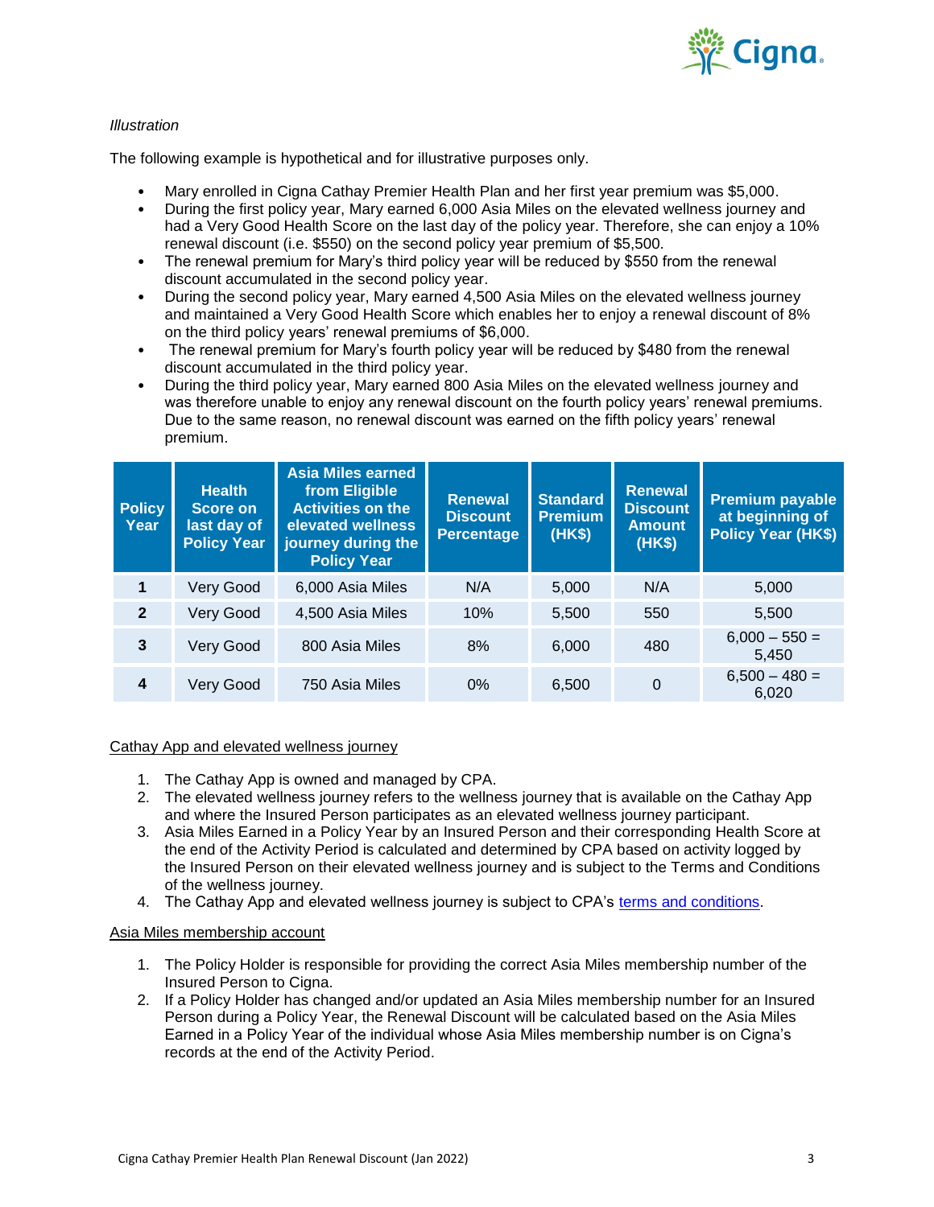*Illustration*

The following example is hypothetical and for illustrative purposes only.

- Mary enrolled in Cigna Cathay Premier Health Plan and her first year premium was $5,000.
- During the first policy year, Mary earned 6,000 Asia Miles on the elevated wellness journey and had a Very Good Health Score on the last day of the policy year. Therefore, she can enjoy a 10% renewal discount (i.e. $550) on the second policy year premium of $5,500.
- The renewal premium for Mary's third policy year will be reduced by $550 from the renewal discount accumulated in the second policy year.
- During the second policy year, Mary earned 4,500 Asia Miles on the elevated wellness journey and maintained a Very Good Health Score which enables her to enjoy a renewal discount of 8% on the third policy years' renewal premiums of $6,000.
- The renewal premium for Mary's fourth policy year will be reduced by $480 from the renewal discount accumulated in the third policy year.
- During the third policy year, Mary earned 800 Asia Miles on the elevated wellness journey and was therefore unable to enjoy any renewal discount on the fourth policy years' renewal premiums. Due to the same reason, no renewal discount was earned on the fifth policy years' renewal premium.

| Policy Year | Health Score on last day of Policy Year | Asia Miles earned from Eligible Activities on the elevated wellness journey during the Policy Year | Renewal Discount Percentage | Standard Premium (HK$) | Renewal Discount Amount (HK$) | Premium payable at beginning of Policy Year (HK$) |
|---|---|---|---|---|---|---|
| **1** | Very Good | 6,000 Asia Miles | N/A | 5,000 | N/A | 5,000 |
| **2** | Very Good | 4,500 Asia Miles | 10% | 5,500 | 550 | 5,500 |
| **3** | Very Good | 800 Asia Miles | 8% | 6,000 | 480 | 6,000 – 550 = 5,450 |
| **4** | Very Good | 750 Asia Miles | 0% | 6,500 | 0 | 6,500 – 480 = 6,020 |

<u>Cathay App and elevated wellness journey</u>

1. The Cathay App is owned and managed by CPA.
2. The elevated wellness journey refers to the wellness journey that is available on the Cathay App and where the Insured Person participates as an elevated wellness journey participant.
3. Asia Miles Earned in a Policy Year by an Insured Person and their corresponding Health Score at the end of the Activity Period is calculated and determined by CPA based on activity logged by the Insured Person on their elevated wellness journey and is subject to the Terms and Conditions of the wellness journey.
4. The Cathay App and elevated wellness journey is subject to CPA's terms and conditions.

<u>Asia Miles membership account</u>

1. The Policy Holder is responsible for providing the correct Asia Miles membership number of the Insured Person to Cigna.
2. If a Policy Holder has changed and/or updated an Asia Miles membership number for an Insured Person during a Policy Year, the Renewal Discount will be calculated based on the Asia Miles Earned in a Policy Year of the individual whose Asia Miles membership number is on Cigna's records at the end of the Activity Period.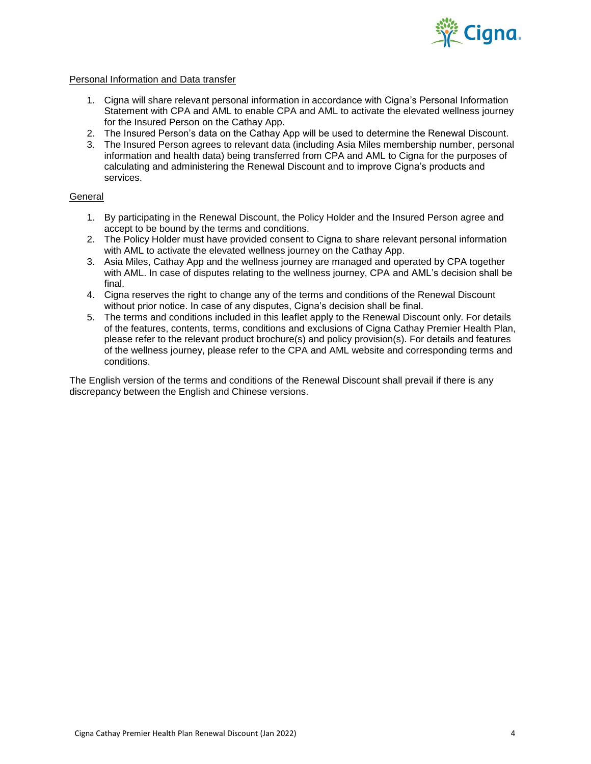Personal Information and Data transfer

1. Cigna will share relevant personal information in accordance with Cigna's Personal Information Statement with CPA and AML to enable CPA and AML to activate the elevated wellness journey for the Insured Person on the Cathay App.
2. The Insured Person's data on the Cathay App will be used to determine the Renewal Discount.
3. The Insured Person agrees to relevant data (including Asia Miles membership number, personal information and health data) being transferred from CPA and AML to Cigna for the purposes of calculating and administering the Renewal Discount and to improve Cigna's products and services.

General

1. By participating in the Renewal Discount, the Policy Holder and the Insured Person agree and accept to be bound by the terms and conditions.
2. The Policy Holder must have provided consent to Cigna to share relevant personal information with AML to activate the elevated wellness journey on the Cathay App.
3. Asia Miles, Cathay App and the wellness journey are managed and operated by CPA together with AML. In case of disputes relating to the wellness journey, CPA and AML's decision shall be final.
4. Cigna reserves the right to change any of the terms and conditions of the Renewal Discount without prior notice. In case of any disputes, Cigna's decision shall be final.
5. The terms and conditions included in this leaflet apply to the Renewal Discount only. For details of the features, contents, terms, conditions and exclusions of Cigna Cathay Premier Health Plan, please refer to the relevant product brochure(s) and policy provision(s). For details and features of the wellness journey, please refer to the CPA and AML website and corresponding terms and conditions.

The English version of the terms and conditions of the Renewal Discount shall prevail if there is any discrepancy between the English and Chinese versions.